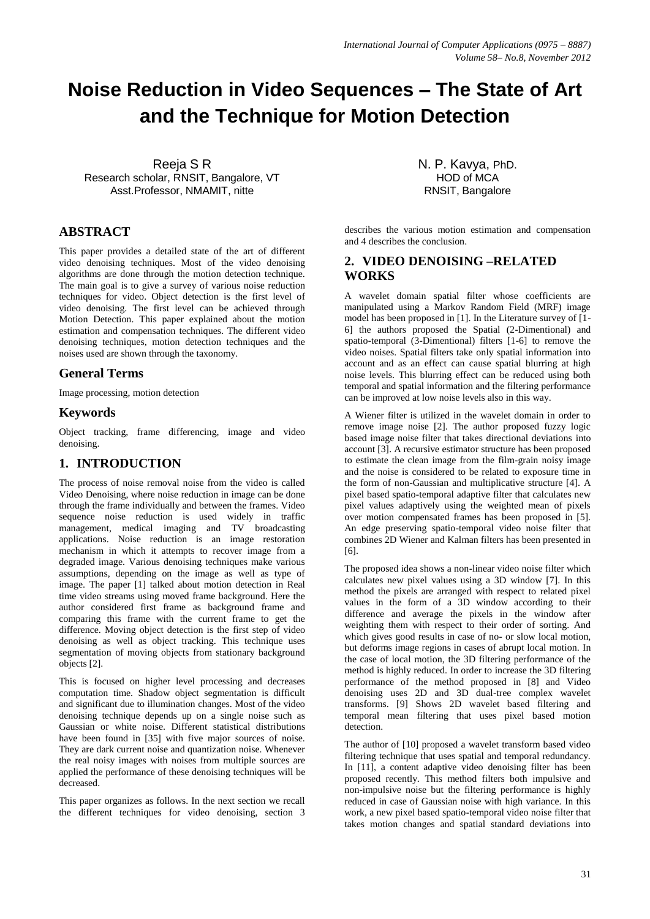# Noise Reduction in Video Sequences – The State of Art and the Technique for Motion Detection

Reeja S R
Research scholar, RNSIT, Bangalore, VT
Asst.Professor, NMAMIT, nitte

N. P. Kavya, PhD.
HOD of MCA
RNSIT, Bangalore

## ABSTRACT

This paper provides a detailed state of the art of different video denoising techniques. Most of the video denoising algorithms are done through the motion detection technique. The main goal is to give a survey of various noise reduction techniques for video. Object detection is the first level of video denoising. The first level can be achieved through Motion Detection. This paper explained about the motion estimation and compensation techniques. The different video denoising techniques, motion detection techniques and the noises used are shown through the taxonomy.

### General Terms

Image processing, motion detection

### Keywords

Object tracking, frame differencing, image and video denoising.

## 1. INTRODUCTION

The process of noise removal noise from the video is called Video Denoising, where noise reduction in image can be done through the frame individually and between the frames. Video sequence noise reduction is used widely in traffic management, medical imaging and TV broadcasting applications. Noise reduction is an image restoration mechanism in which it attempts to recover image from a degraded image. Various denoising techniques make various assumptions, depending on the image as well as type of image. The paper [1] talked about motion detection in Real time video streams using moved frame background. Here the author considered first frame as background frame and comparing this frame with the current frame to get the difference. Moving object detection is the first step of video denoising as well as object tracking. This technique uses segmentation of moving objects from stationary background objects [2].

This is focused on higher level processing and decreases computation time. Shadow object segmentation is difficult and significant due to illumination changes. Most of the video denoising technique depends up on a single noise such as Gaussian or white noise. Different statistical distributions have been found in [35] with five major sources of noise. They are dark current noise and quantization noise. Whenever the real noisy images with noises from multiple sources are applied the performance of these denoising techniques will be decreased.

This paper organizes as follows. In the next section we recall the different techniques for video denoising, section 3 describes the various motion estimation and compensation and 4 describes the conclusion.

## 2. VIDEO DENOISING –RELATED WORKS

A wavelet domain spatial filter whose coefficients are manipulated using a Markov Random Field (MRF) image model has been proposed in [1]. In the Literature survey of [1-6] the authors proposed the Spatial (2-Dimentional) and spatio-temporal (3-Dimentional) filters [1-6] to remove the video noises. Spatial filters take only spatial information into account and as an effect can cause spatial blurring at high noise levels. This blurring effect can be reduced using both temporal and spatial information and the filtering performance can be improved at low noise levels also in this way.

A Wiener filter is utilized in the wavelet domain in order to remove image noise [2]. The author proposed fuzzy logic based image noise filter that takes directional deviations into account [3]. A recursive estimator structure has been proposed to estimate the clean image from the film-grain noisy image and the noise is considered to be related to exposure time in the form of non-Gaussian and multiplicative structure [4]. A pixel based spatio-temporal adaptive filter that calculates new pixel values adaptively using the weighted mean of pixels over motion compensated frames has been proposed in [5]. An edge preserving spatio-temporal video noise filter that combines 2D Wiener and Kalman filters has been presented in [6].

The proposed idea shows a non-linear video noise filter which calculates new pixel values using a 3D window [7]. In this method the pixels are arranged with respect to related pixel values in the form of a 3D window according to their difference and average the pixels in the window after weighting them with respect to their order of sorting. And which gives good results in case of no- or slow local motion, but deforms image regions in cases of abrupt local motion. In the case of local motion, the 3D filtering performance of the method is highly reduced. In order to increase the 3D filtering performance of the method proposed in [8] and Video denoising uses 2D and 3D dual-tree complex wavelet transforms. [9] Shows 2D wavelet based filtering and temporal mean filtering that uses pixel based motion detection.

The author of [10] proposed a wavelet transform based video filtering technique that uses spatial and temporal redundancy. In [11], a content adaptive video denoising filter has been proposed recently. This method filters both impulsive and non-impulsive noise but the filtering performance is highly reduced in case of Gaussian noise with high variance. In this work, a new pixel based spatio-temporal video noise filter that takes motion changes and spatial standard deviations into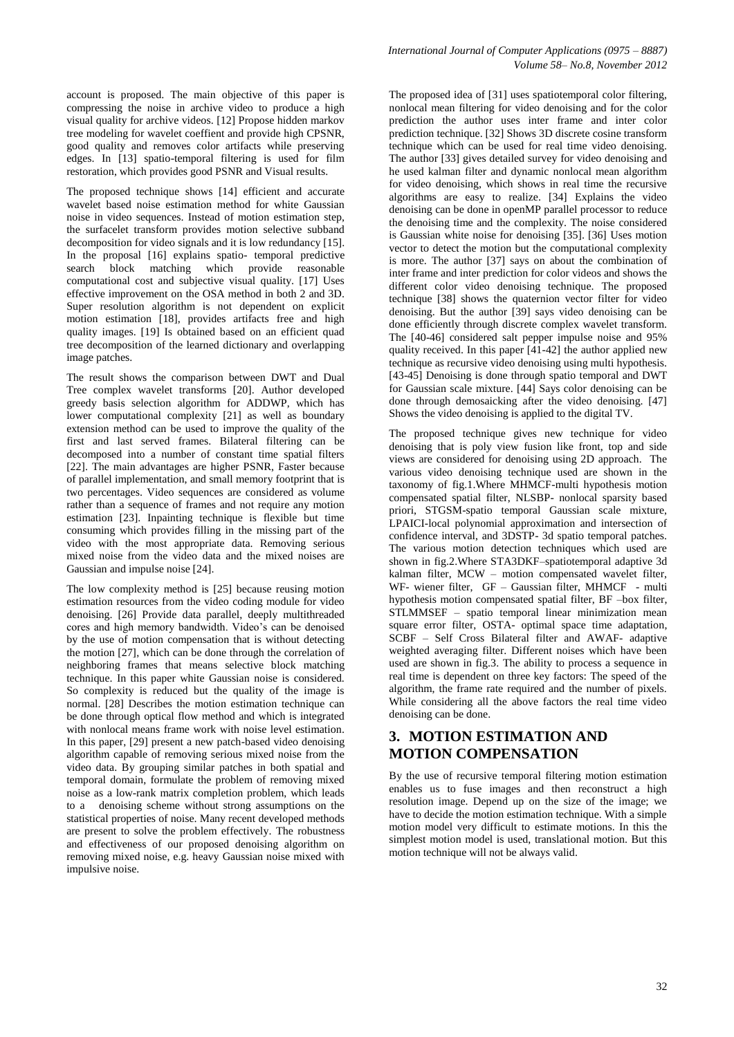account is proposed. The main objective of this paper is compressing the noise in archive video to produce a high visual quality for archive videos. [12] Propose hidden markov tree modeling for wavelet coeffient and provide high CPSNR, good quality and removes color artifacts while preserving edges. In [13] spatio-temporal filtering is used for film restoration, which provides good PSNR and Visual results.

The proposed technique shows [14] efficient and accurate wavelet based noise estimation method for white Gaussian noise in video sequences. Instead of motion estimation step, the surfacelet transform provides motion selective subband decomposition for video signals and it is low redundancy [15]. In the proposal [16] explains spatio- temporal predictive search block matching which provide reasonable computational cost and subjective visual quality. [17] Uses effective improvement on the OSA method in both 2 and 3D. Super resolution algorithm is not dependent on explicit motion estimation [18], provides artifacts free and high quality images. [19] Is obtained based on an efficient quad tree decomposition of the learned dictionary and overlapping image patches.

The result shows the comparison between DWT and Dual Tree complex wavelet transforms [20]. Author developed greedy basis selection algorithm for ADDWP, which has lower computational complexity [21] as well as boundary extension method can be used to improve the quality of the first and last served frames. Bilateral filtering can be decomposed into a number of constant time spatial filters [22]. The main advantages are higher PSNR, Faster because of parallel implementation, and small memory footprint that is two percentages. Video sequences are considered as volume rather than a sequence of frames and not require any motion estimation [23]. Inpainting technique is flexible but time consuming which provides filling in the missing part of the video with the most appropriate data. Removing serious mixed noise from the video data and the mixed noises are Gaussian and impulse noise [24].

The low complexity method is [25] because reusing motion estimation resources from the video coding module for video denoising. [26] Provide data parallel, deeply multithreaded cores and high memory bandwidth. Video's can be denoised by the use of motion compensation that is without detecting the motion [27], which can be done through the correlation of neighboring frames that means selective block matching technique. In this paper white Gaussian noise is considered. So complexity is reduced but the quality of the image is normal. [28] Describes the motion estimation technique can be done through optical flow method and which is integrated with nonlocal means frame work with noise level estimation. In this paper, [29] present a new patch-based video denoising algorithm capable of removing serious mixed noise from the video data. By grouping similar patches in both spatial and temporal domain, formulate the problem of removing mixed noise as a low-rank matrix completion problem, which leads to a denoising scheme without strong assumptions on the statistical properties of noise. Many recent developed methods are present to solve the problem effectively. The robustness and effectiveness of our proposed denoising algorithm on removing mixed noise, e.g. heavy Gaussian noise mixed with impulsive noise.

The proposed idea of [31] uses spatiotemporal color filtering, nonlocal mean filtering for video denoising and for the color prediction the author uses inter frame and inter color prediction technique. [32] Shows 3D discrete cosine transform technique which can be used for real time video denoising. The author [33] gives detailed survey for video denoising and he used kalman filter and dynamic nonlocal mean algorithm for video denoising, which shows in real time the recursive algorithms are easy to realize. [34] Explains the video denoising can be done in openMP parallel processor to reduce the denoising time and the complexity. The noise considered is Gaussian white noise for denoising [35]. [36] Uses motion vector to detect the motion but the computational complexity is more. The author [37] says on about the combination of inter frame and inter prediction for color videos and shows the different color video denoising technique. The proposed technique [38] shows the quaternion vector filter for video denoising. But the author [39] says video denoising can be done efficiently through discrete complex wavelet transform. The [40-46] considered salt pepper impulse noise and 95% quality received. In this paper [41-42] the author applied new technique as recursive video denoising using multi hypothesis. [43-45] Denoising is done through spatio temporal and DWT for Gaussian scale mixture. [44] Says color denoising can be done through demosaicking after the video denoising. [47] Shows the video denoising is applied to the digital TV.

The proposed technique gives new technique for video denoising that is poly view fusion like front, top and side views are considered for denoising using 2D approach. The various video denoising technique used are shown in the taxonomy of fig.1.Where MHMCF-multi hypothesis motion compensated spatial filter, NLSBP- nonlocal sparsity based priori, STGSM-spatio temporal Gaussian scale mixture, LPAICI-local polynomial approximation and intersection of confidence interval, and 3DSTP- 3d spatio temporal patches. The various motion detection techniques which used are shown in fig.2.Where STA3DKF–spatiotemporal adaptive 3d kalman filter, MCW – motion compensated wavelet filter, WF- wiener filter, GF – Gaussian filter, MHMCF - multi hypothesis motion compensated spatial filter, BF –box filter, STLMMSEF – spatio temporal linear minimization mean square error filter, OSTA- optimal space time adaptation, SCBF – Self Cross Bilateral filter and AWAF- adaptive weighted averaging filter. Different noises which have been used are shown in fig.3. The ability to process a sequence in real time is dependent on three key factors: The speed of the algorithm, the frame rate required and the number of pixels. While considering all the above factors the real time video denoising can be done.

## 3. MOTION ESTIMATION AND MOTION COMPENSATION

By the use of recursive temporal filtering motion estimation enables us to fuse images and then reconstruct a high resolution image. Depend up on the size of the image; we have to decide the motion estimation technique. With a simple motion model very difficult to estimate motions. In this the simplest motion model is used, translational motion. But this motion technique will not be always valid.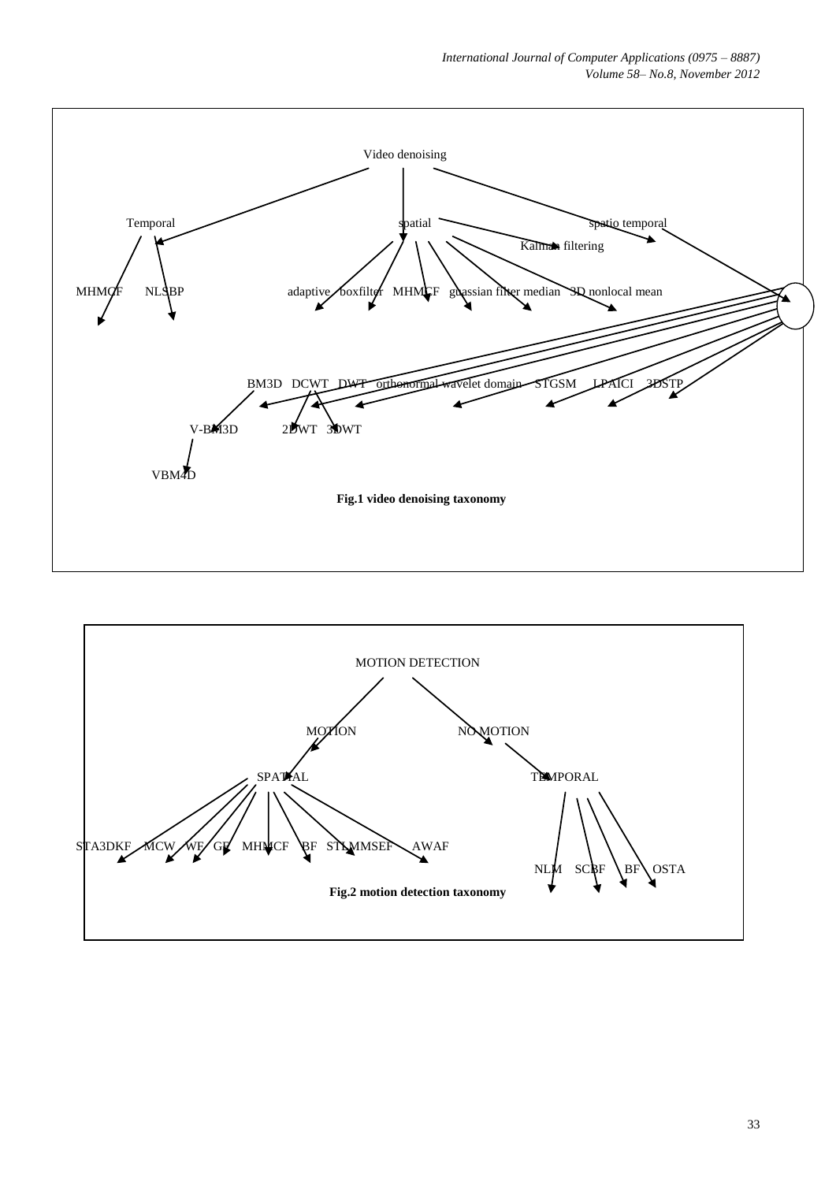Video denoising

Temporal    spatial    spatio temporal

Kalman filtering

MHMCF    NLSBP    adaptive    boxfilter    MHMCF    guassian filter    median    3D nonlocal mean

BM3D    DCWT    DWT    orthonormal wavelet domain    STGSM    LPAICI    3DSTP

V-BM3D    2DWT    3DWT

VBM4D

**Fig.1 video denoising taxonomy**

MOTION DETECTION

MOTION    NO MOTION

SPATIAL    TEMPORAL

STA3DKF    MCW    WF    GF    MHMCF    BF    STLMMSEF    AWAF

NLM    SCBF    BF    OSTA

**Fig.2 motion detection taxonomy**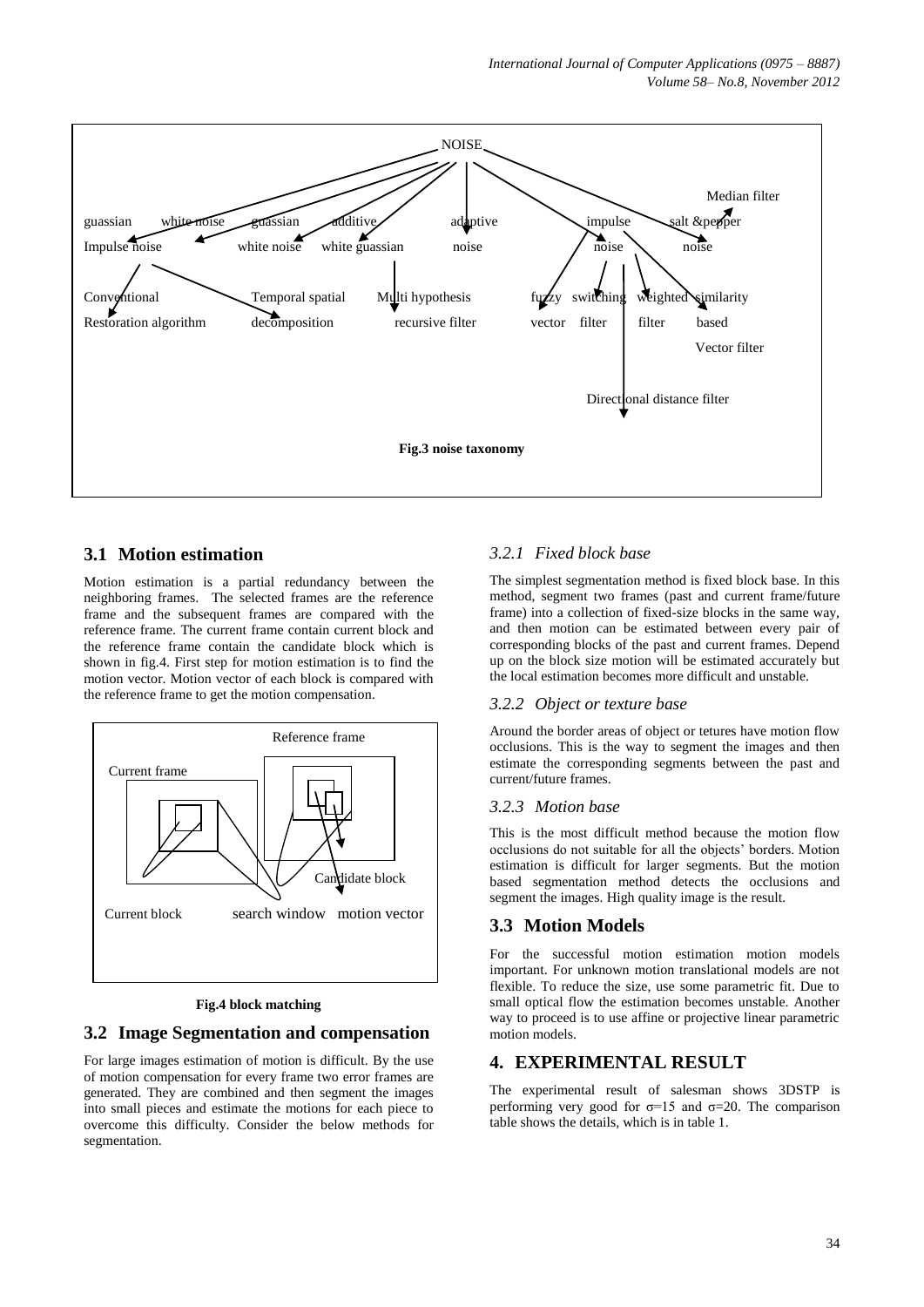NOISE

guassian Impulse noise | white noise | guassian white noise | additive white guassian | adaptive noise | impulse noise | salt &pepper noise | Median filter

Conventional Restoration algorithm | Temporal spatial decomposition | Multi hypothesis recursive filter | fuzzy vector | switching filter | weighted filter | similarity based Vector filter | Directional distance filter

**Fig.3 noise taxonomy**

## 3.1 Motion estimation

Motion estimation is a partial redundancy between the neighboring frames. The selected frames are the reference frame and the subsequent frames are compared with the reference frame. The current frame contain current block and the reference frame contain the candidate block which is shown in fig.4. First step for motion estimation is to find the motion vector. Motion vector of each block is compared with the reference frame to get the motion compensation.

Reference frame | Current frame | Candidate block | Current block | search window | motion vector

**Fig.4 block matching**

## 3.2 Image Segmentation and compensation

For large images estimation of motion is difficult. By the use of motion compensation for every frame two error frames are generated. They are combined and then segment the images into small pieces and estimate the motions for each piece to overcome this difficulty. Consider the below methods for segmentation.

### *3.2.1 Fixed block base*

The simplest segmentation method is fixed block base. In this method, segment two frames (past and current frame/future frame) into a collection of fixed-size blocks in the same way, and then motion can be estimated between every pair of corresponding blocks of the past and current frames. Depend up on the block size motion will be estimated accurately but the local estimation becomes more difficult and unstable.

### *3.2.2 Object or texture base*

Around the border areas of object or tetures have motion flow occlusions. This is the way to segment the images and then estimate the corresponding segments between the past and current/future frames.

### *3.2.3 Motion base*

This is the most difficult method because the motion flow occlusions do not suitable for all the objects' borders. Motion estimation is difficult for larger segments. But the motion based segmentation method detects the occlusions and segment the images. High quality image is the result.

## 3.3 Motion Models

For the successful motion estimation motion models important. For unknown motion translational models are not flexible. To reduce the size, use some parametric fit. Due to small optical flow the estimation becomes unstable. Another way to proceed is to use affine or projective linear parametric motion models.

# 4. EXPERIMENTAL RESULT

The experimental result of salesman shows 3DSTP is performing very good for $\sigma$=15 and $\sigma$=20. The comparison table shows the details, which is in table 1.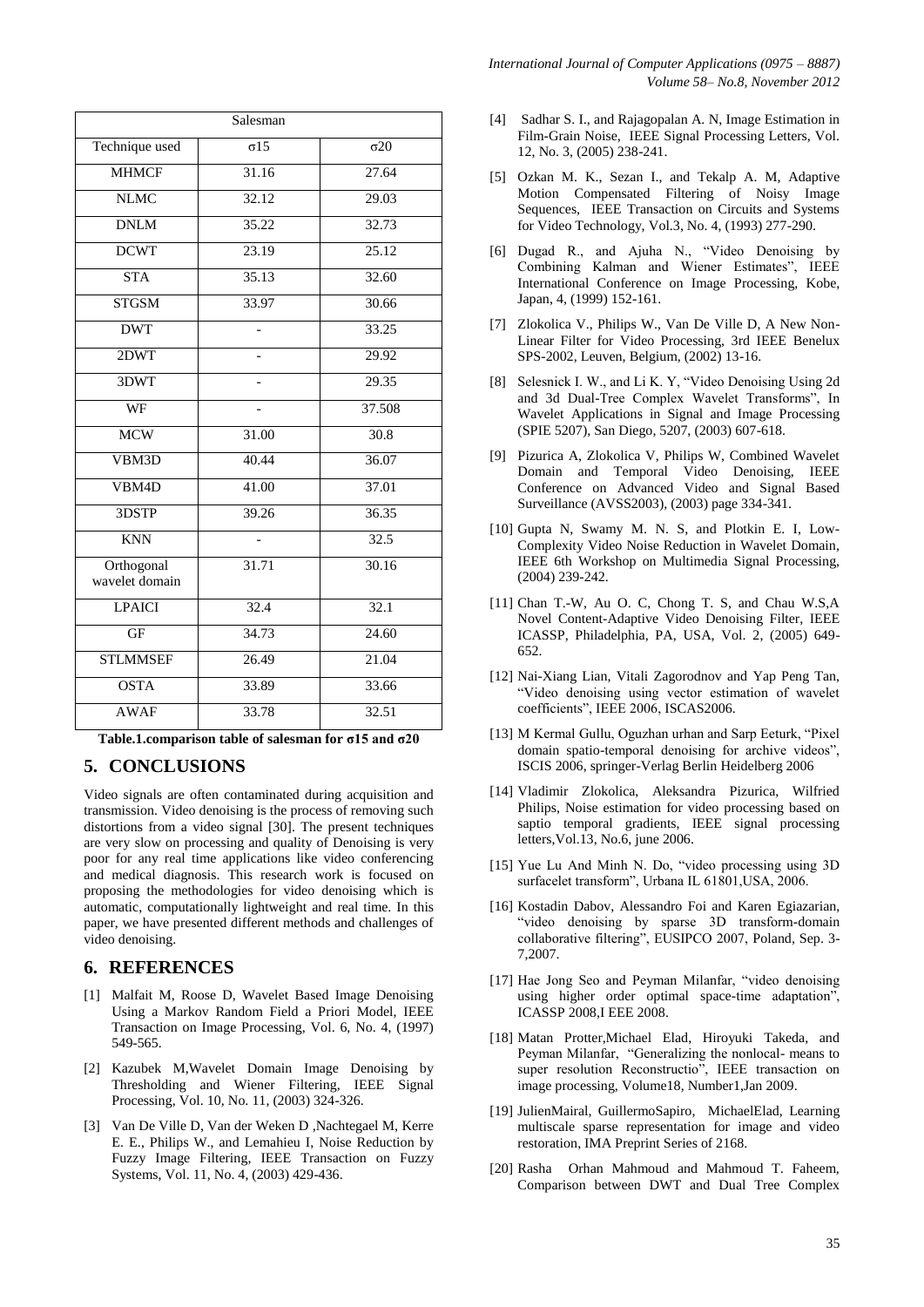| Salesman | | |
|---|---|---|
| Technique used | σ15 | σ20 |
| MHMCF | 31.16 | 27.64 |
| NLMC | 32.12 | 29.03 |
| DNLM | 35.22 | 32.73 |
| DCWT | 23.19 | 25.12 |
| STA | 35.13 | 32.60 |
| STGSM | 33.97 | 30.66 |
| DWT | - | 33.25 |
| 2DWT | - | 29.92 |
| 3DWT | - | 29.35 |
| WF | - | 37.508 |
| MCW | 31.00 | 30.8 |
| VBM3D | 40.44 | 36.07 |
| VBM4D | 41.00 | 37.01 |
| 3DSTP | 39.26 | 36.35 |
| KNN | - | 32.5 |
| Orthogonal wavelet domain | 31.71 | 30.16 |
| LPAICI | 32.4 | 32.1 |
| GF | 34.73 | 24.60 |
| STLMMSEF | 26.49 | 21.04 |
| OSTA | 33.89 | 33.66 |
| AWAF | 33.78 | 32.51 |

**Table.1.comparison table of salesman for σ15 and σ20**

## 5. CONCLUSIONS

Video signals are often contaminated during acquisition and transmission. Video denoising is the process of removing such distortions from a video signal [30]. The present techniques are very slow on processing and quality of Denoising is very poor for any real time applications like video conferencing and medical diagnosis. This research work is focused on proposing the methodologies for video denoising which is automatic, computationally lightweight and real time. In this paper, we have presented different methods and challenges of video denoising.

## 6. REFERENCES

[1] Malfait M, Roose D, Wavelet Based Image Denoising Using a Markov Random Field a Priori Model, IEEE Transaction on Image Processing, Vol. 6, No. 4, (1997) 549-565.

[2] Kazubek M,Wavelet Domain Image Denoising by Thresholding and Wiener Filtering, IEEE Signal Processing, Vol. 10, No. 11, (2003) 324-326.

[3] Van De Ville D, Van der Weken D ,Nachtegael M, Kerre E. E., Philips W., and Lemahieu I, Noise Reduction by Fuzzy Image Filtering, IEEE Transaction on Fuzzy Systems, Vol. 11, No. 4, (2003) 429-436.

[4] Sadhar S. I., and Rajagopalan A. N, Image Estimation in Film-Grain Noise, IEEE Signal Processing Letters, Vol. 12, No. 3, (2005) 238-241.

[5] Ozkan M. K., Sezan I., and Tekalp A. M, Adaptive Motion Compensated Filtering of Noisy Image Sequences, IEEE Transaction on Circuits and Systems for Video Technology, Vol.3, No. 4, (1993) 277-290.

[6] Dugad R., and Ajuha N., "Video Denoising by Combining Kalman and Wiener Estimates", IEEE International Conference on Image Processing, Kobe, Japan, 4, (1999) 152-161.

[7] Zlokolica V., Philips W., Van De Ville D, A New Non-Linear Filter for Video Processing, 3rd IEEE Benelux SPS-2002, Leuven, Belgium, (2002) 13-16.

[8] Selesnick I. W., and Li K. Y, "Video Denoising Using 2d and 3d Dual-Tree Complex Wavelet Transforms", In Wavelet Applications in Signal and Image Processing (SPIE 5207), San Diego, 5207, (2003) 607-618.

[9] Pizurica A, Zlokolica V, Philips W, Combined Wavelet Domain and Temporal Video Denoising, IEEE Conference on Advanced Video and Signal Based Surveillance (AVSS2003), (2003) page 334-341.

[10] Gupta N, Swamy M. N. S, and Plotkin E. I, Low-Complexity Video Noise Reduction in Wavelet Domain, IEEE 6th Workshop on Multimedia Signal Processing, (2004) 239-242.

[11] Chan T.-W, Au O. C, Chong T. S, and Chau W.S,A Novel Content-Adaptive Video Denoising Filter, IEEE ICASSP, Philadelphia, PA, USA, Vol. 2, (2005) 649-652.

[12] Nai-Xiang Lian, Vitali Zagorodnov and Yap Peng Tan, "Video denoising using vector estimation of wavelet coefficients", IEEE 2006, ISCAS2006.

[13] M Kermal Gullu, Oguzhan urhan and Sarp Eeturk, "Pixel domain spatio-temporal denoising for archive videos", ISCIS 2006, springer-Verlag Berlin Heidelberg 2006

[14] Vladimir Zlokolica, Aleksandra Pizurica, Wilfried Philips, Noise estimation for video processing based on saptio temporal gradients, IEEE signal processing letters,Vol.13, No.6, june 2006.

[15] Yue Lu And Minh N. Do, "video processing using 3D surfacelet transform", Urbana IL 61801,USA, 2006.

[16] Kostadin Dabov, Alessandro Foi and Karen Egiazarian, "video denoising by sparse 3D transform-domain collaborative filtering", EUSIPCO 2007, Poland, Sep. 3-7,2007.

[17] Hae Jong Seo and Peyman Milanfar, "video denoising using higher order optimal space-time adaptation", ICASSP 2008,I EEE 2008.

[18] Matan Protter,Michael Elad, Hiroyuki Takeda, and Peyman Milanfar, "Generalizing the nonlocal- means to super resolution Reconstructio", IEEE transaction on image processing, Volume18, Number1,Jan 2009.

[19] JulienMairal, GuillermoSapiro, MichaelElad, Learning multiscale sparse representation for image and video restoration, IMA Preprint Series of 2168.

[20] Rasha Orhan Mahmoud and Mahmoud T. Faheem, Comparison between DWT and Dual Tree Complex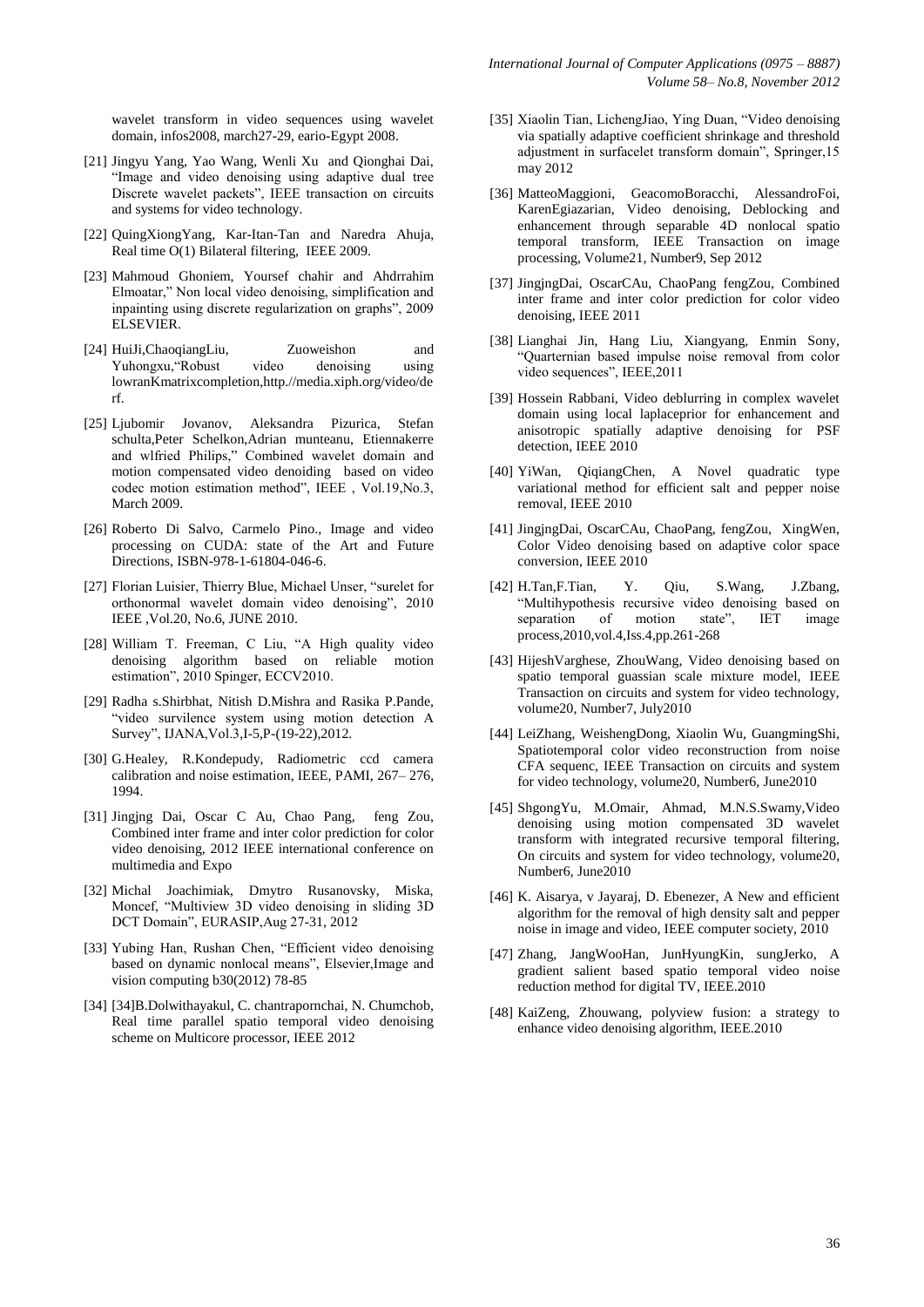wavelet transform in video sequences using wavelet domain, infos2008, march27-29, eario-Egypt 2008.

[21] Jingyu Yang, Yao Wang, Wenli Xu and Qionghai Dai, "Image and video denoising using adaptive dual tree Discrete wavelet packets", IEEE transaction on circuits and systems for video technology.

[22] QuingXiongYang, Kar-Itan-Tan and Naredra Ahuja, Real time O(1) Bilateral filtering, IEEE 2009.

[23] Mahmoud Ghoniem, Yoursef chahir and Ahdrrahim Elmoatar," Non local video denoising, simplification and inpainting using discrete regularization on graphs", 2009 ELSEVIER.

[24] HuiJi,ChaoqiangLiu, Zuoweishon and Yuhongxu,"Robust video denoising using lowranKmatrixcompletion,http.//media.xiph.org/video/derf.

[25] Ljubomir Jovanov, Aleksandra Pizurica, Stefan schulta,Peter Schelkon,Adrian munteanu, Etiennakerre and wlfried Philips," Combined wavelet domain and motion compensated video denoiding based on video codec motion estimation method", IEEE , Vol.19,No.3, March 2009.

[26] Roberto Di Salvo, Carmelo Pino., Image and video processing on CUDA: state of the Art and Future Directions, ISBN-978-1-61804-046-6.

[27] Florian Luisier, Thierry Blue, Michael Unser, "surelet for orthonormal wavelet domain video denoising", 2010 IEEE ,Vol.20, No.6, JUNE 2010.

[28] William T. Freeman, C Liu, "A High quality video denoising algorithm based on reliable motion estimation", 2010 Spinger, ECCV2010.

[29] Radha s.Shirbhat, Nitish D.Mishra and Rasika P.Pande, "video survilence system using motion detection A Survey", IJANA,Vol.3,I-5,P-(19-22),2012.

[30] G.Healey, R.Kondepudy, Radiometric ccd camera calibration and noise estimation, IEEE, PAMI, 267– 276, 1994.

[31] Jingjng Dai, Oscar C Au, Chao Pang, feng Zou, Combined inter frame and inter color prediction for color video denoising, 2012 IEEE international conference on multimedia and Expo

[32] Michal Joachimiak, Dmytro Rusanovsky, Miska, Moncef, "Multiview 3D video denoising in sliding 3D DCT Domain", EURASIP,Aug 27-31, 2012

[33] Yubing Han, Rushan Chen, "Efficient video denoising based on dynamic nonlocal means", Elsevier,Image and vision computing b30(2012) 78-85

[34] [34]B.Dolwithayakul, C. chantrapornchai, N. Chumchob, Real time parallel spatio temporal video denoising scheme on Multicore processor, IEEE 2012

[35] Xiaolin Tian, LichengJiao, Ying Duan, "Video denoising via spatially adaptive coefficient shrinkage and threshold adjustment in surfacelet transform domain", Springer,15 may 2012

[36] MatteoMaggioni, GeacomoBoracchi, AlessandroFoi, KarenEgiazarian, Video denoising, Deblocking and enhancement through separable 4D nonlocal spatio temporal transform, IEEE Transaction on image processing, Volume21, Number9, Sep 2012

[37] JingjngDai, OscarCAu, ChaoPang fengZou, Combined inter frame and inter color prediction for color video denoising, IEEE 2011

[38] Lianghai Jin, Hang Liu, Xiangyang, Enmin Sony, "Quarternian based impulse noise removal from color video sequences", IEEE,2011

[39] Hossein Rabbani, Video deblurring in complex wavelet domain using local laplaceprior for enhancement and anisotropic spatially adaptive denoising for PSF detection, IEEE 2010

[40] YiWan, QiqiangChen, A Novel quadratic type variational method for efficient salt and pepper noise removal, IEEE 2010

[41] JingjngDai, OscarCAu, ChaoPang, fengZou, XingWen, Color Video denoising based on adaptive color space conversion, IEEE 2010

[42] H.Tan,F.Tian, Y. Qiu, S.Wang, J.Zbang, "Multihypothesis recursive video denoising based on separation of motion state", IET image process,2010,vol.4,Iss.4,pp.261-268

[43] HijeshVarghese, ZhouWang, Video denoising based on spatio temporal guassian scale mixture model, IEEE Transaction on circuits and system for video technology, volume20, Number7, July2010

[44] LeiZhang, WeishengDong, Xiaolin Wu, GuangmingShi, Spatiotemporal color video reconstruction from noise CFA sequenc, IEEE Transaction on circuits and system for video technology, volume20, Number6, June2010

[45] ShgongYu, M.Omair, Ahmad, M.N.S.Swamy,Video denoising using motion compensated 3D wavelet transform with integrated recursive temporal filtering, On circuits and system for video technology, volume20, Number6, June2010

[46] K. Aisarya, v Jayaraj, D. Ebenezer, A New and efficient algorithm for the removal of high density salt and pepper noise in image and video, IEEE computer society, 2010

[47] Zhang, JangWooHan, JunHyungKin, sungJerko, A gradient salient based spatio temporal video noise reduction method for digital TV, IEEE.2010

[48] KaiZeng, Zhouwang, polyview fusion: a strategy to enhance video denoising algorithm, IEEE.2010